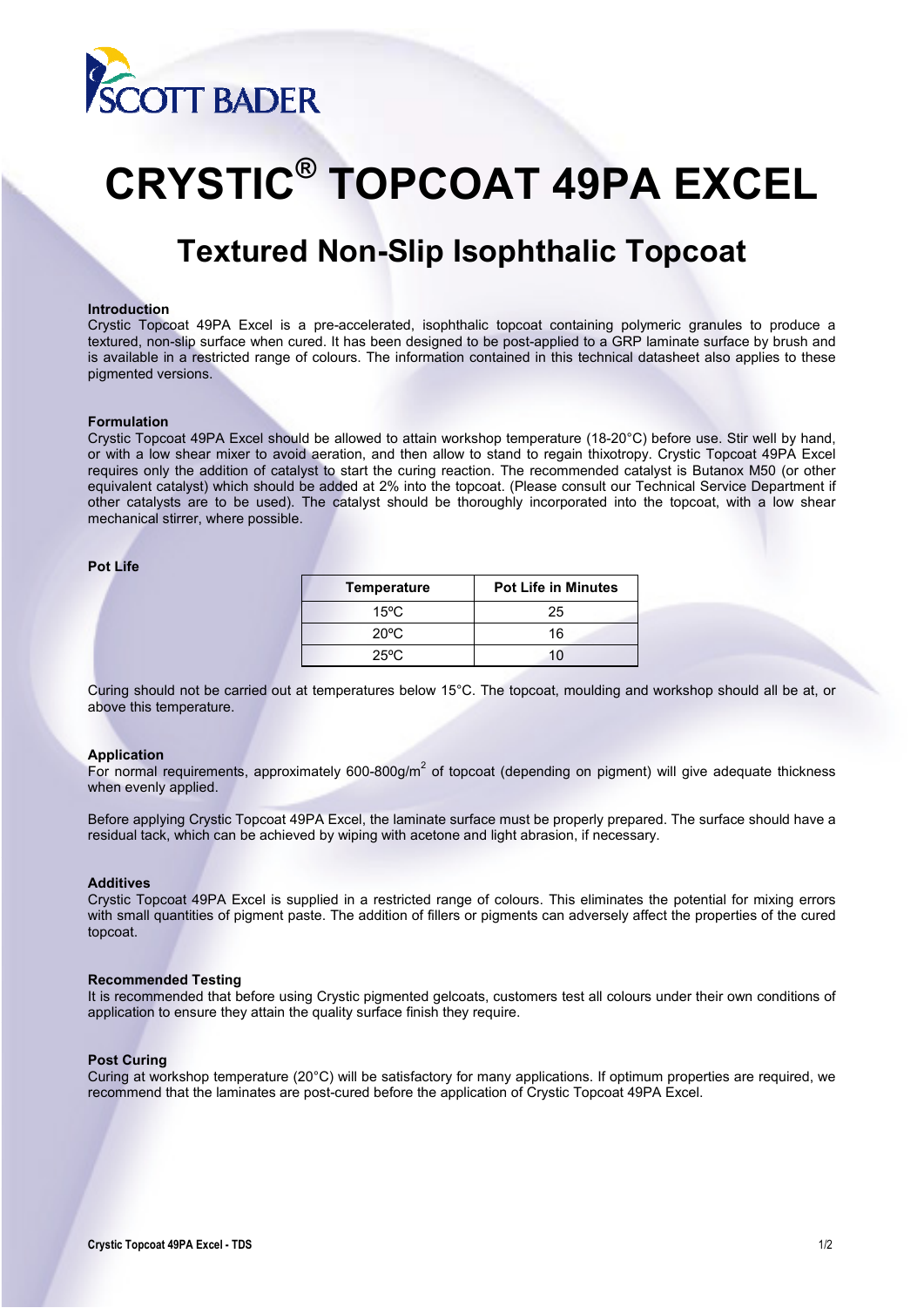# CRYSTIC® TOPCOAT 49PA EXCEL

## Textured Non-Slip Isophthalic Topcoat

### Introduction

Crystic Topcoat 49PA Excel is a pre-accelerated, isophthalic topcoat containing polymeric granules to produce a textured, non-slip surface when cured. It has been designed to be post-applied to a GRP laminate surface by brush and is available in a restricted range of colours. The information contained in this technical datasheet also applies to these pigmented versions.

### Formulation

Crystic Topcoat 49PA Excel should be allowed to attain workshop temperature (18-20°C) before use. Stir well by hand, or with a low shear mixer to avoid aeration, and then allow to stand to regain thixotropy. Crystic Topcoat 49PA Excel requires only the addition of catalyst to start the curing reaction. The recommended catalyst is Butanox M50 (or other equivalent catalyst) which should be added at 2% into the topcoat. (Please consult our Technical Service Department if other catalysts are to be used). The catalyst should be thoroughly incorporated into the topcoat, with a low shear mechanical stirrer, where possible.

### Pot Life

| Temperature | Pot Life in Minutes |
|---|---|
| 15ºC | 25 |
| 20ºC | 16 |
| 25ºC | 10 |

Curing should not be carried out at temperatures below 15°C. The topcoat, moulding and workshop should all be at, or above this temperature.

### Application

For normal requirements, approximately 600-800g/m$^2$ of topcoat (depending on pigment) will give adequate thickness when evenly applied.

Before applying Crystic Topcoat 49PA Excel, the laminate surface must be properly prepared. The surface should have a residual tack, which can be achieved by wiping with acetone and light abrasion, if necessary.

### Additives

Crystic Topcoat 49PA Excel is supplied in a restricted range of colours. This eliminates the potential for mixing errors with small quantities of pigment paste. The addition of fillers or pigments can adversely affect the properties of the cured topcoat.

### Recommended Testing

It is recommended that before using Crystic pigmented gelcoats, customers test all colours under their own conditions of application to ensure they attain the quality surface finish they require.

### Post Curing

Curing at workshop temperature (20°C) will be satisfactory for many applications. If optimum properties are required, we recommend that the laminates are post-cured before the application of Crystic Topcoat 49PA Excel.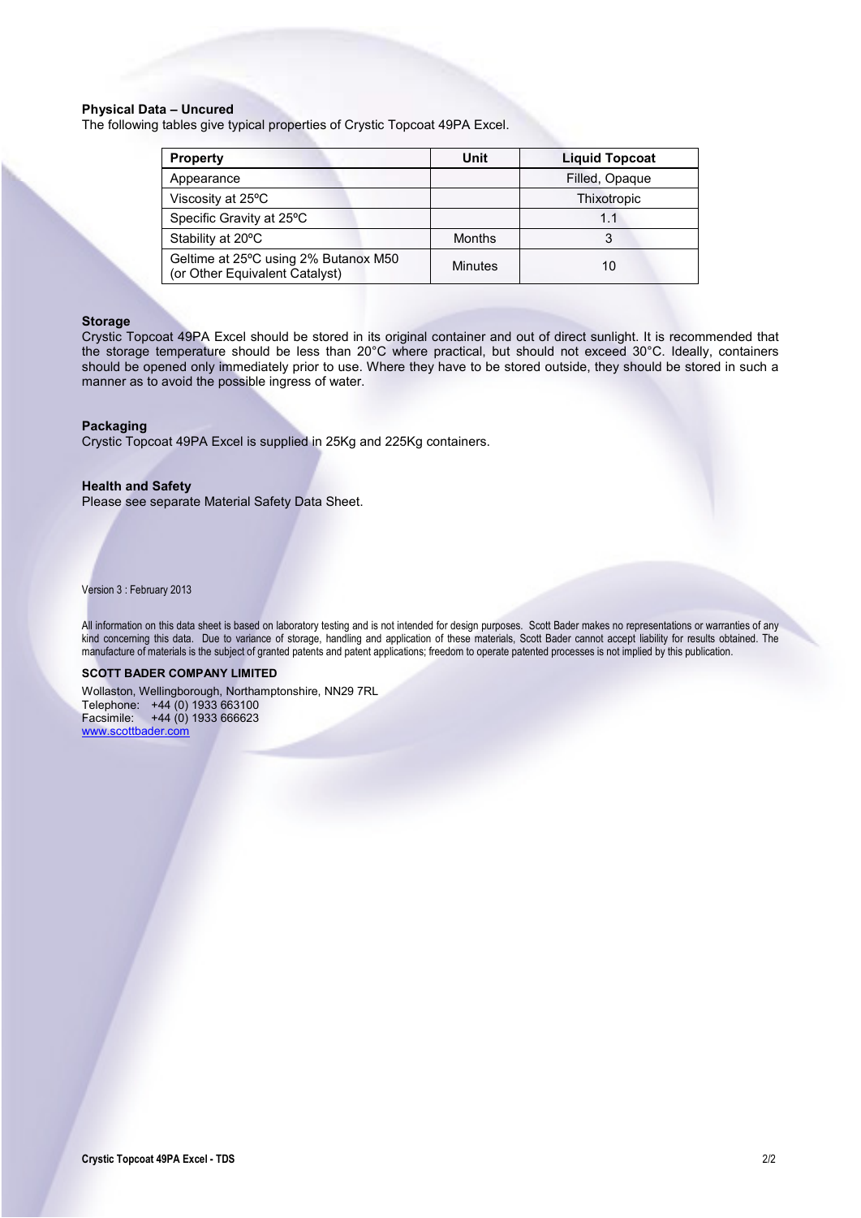**Physical Data – Uncured**

The following tables give typical properties of Crystic Topcoat 49PA Excel.

| Property | Unit | Liquid Topcoat |
|---|---|---|
| Appearance | | Filled, Opaque |
| Viscosity at 25ºC | | Thixotropic |
| Specific Gravity at 25ºC | | 1.1 |
| Stability at 20ºC | Months | 3 |
| Geltime at 25ºC using 2% Butanox M50 (or Other Equivalent Catalyst) | Minutes | 10 |

**Storage**

Crystic Topcoat 49PA Excel should be stored in its original container and out of direct sunlight. It is recommended that the storage temperature should be less than 20°C where practical, but should not exceed 30°C. Ideally, containers should be opened only immediately prior to use. Where they have to be stored outside, they should be stored in such a manner as to avoid the possible ingress of water.

**Packaging**

Crystic Topcoat 49PA Excel is supplied in 25Kg and 225Kg containers.

**Health and Safety**

Please see separate Material Safety Data Sheet.

Version 3 : February 2013

All information on this data sheet is based on laboratory testing and is not intended for design purposes. Scott Bader makes no representations or warranties of any kind concerning this data. Due to variance of storage, handling and application of these materials, Scott Bader cannot accept liability for results obtained. The manufacture of materials is the subject of granted patents and patent applications; freedom to operate patented processes is not implied by this publication.

**SCOTT BADER COMPANY LIMITED**

Wollaston, Wellingborough, Northamptonshire, NN29 7RL
Telephone: +44 (0) 1933 663100
Facsimile: +44 (0) 1933 666623
www.scottbader.com